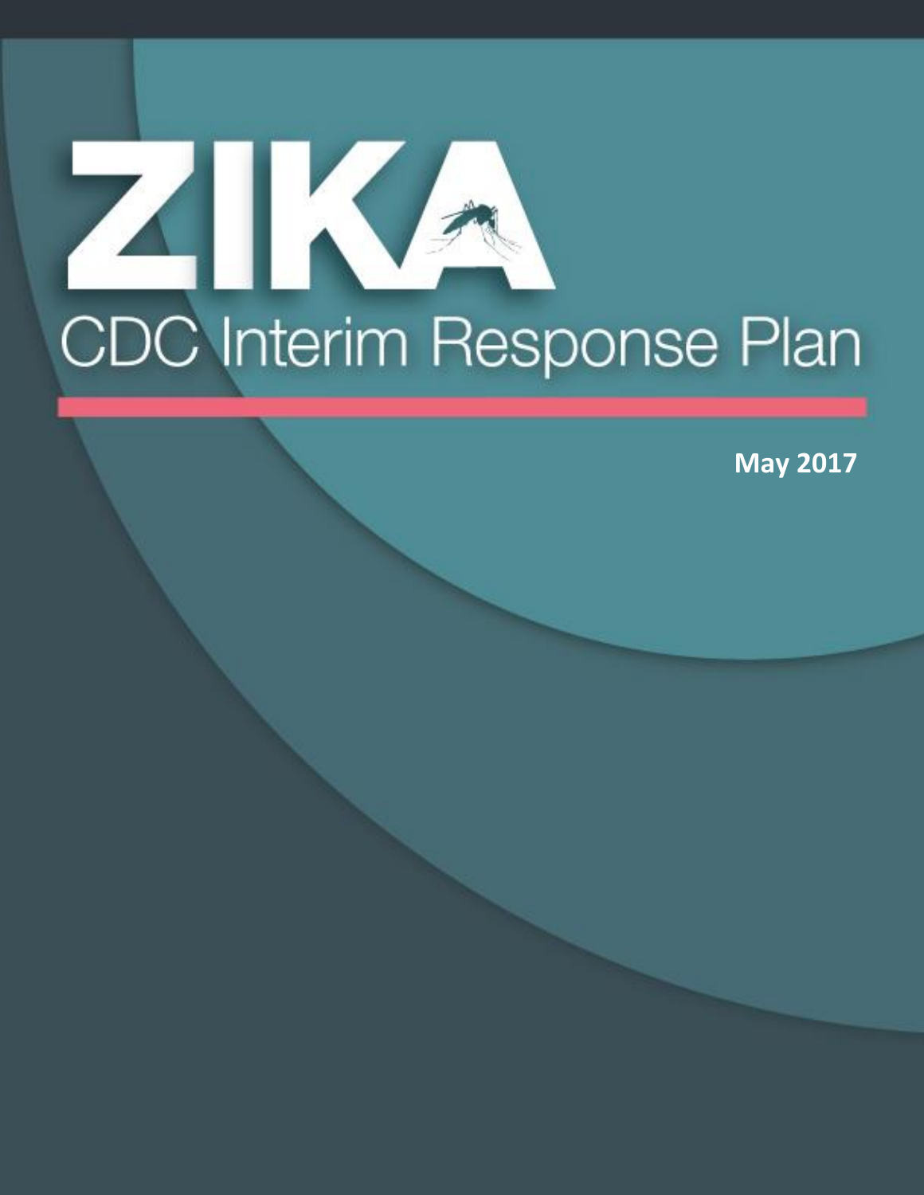# ZIKA

## CDC Interim Response Plan

**May 2017**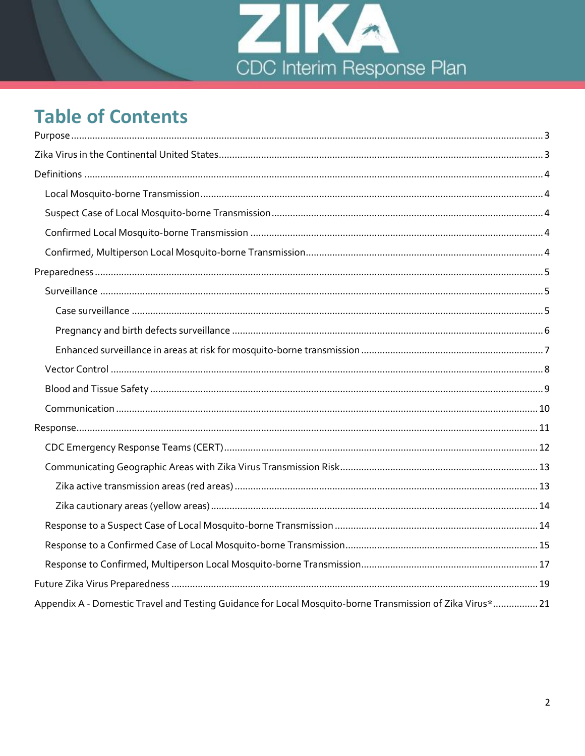# Table of Contents

- Purpose ... 3
- Zika Virus in the Continental United States ... 3
- Definitions ... 4
  - Local Mosquito-borne Transmission ... 4
  - Suspect Case of Local Mosquito-borne Transmission ... 4
  - Confirmed Local Mosquito-borne Transmission ... 4
  - Confirmed, Multiperson Local Mosquito-borne Transmission ... 4
- Preparedness ... 5
  - Surveillance ... 5
    - Case surveillance ... 5
    - Pregnancy and birth defects surveillance ... 6
    - Enhanced surveillance in areas at risk for mosquito-borne transmission ... 7
  - Vector Control ... 8
  - Blood and Tissue Safety ... 9
  - Communication ... 10
- Response ... 11
  - CDC Emergency Response Teams (CERT) ... 12
  - Communicating Geographic Areas with Zika Virus Transmission Risk ... 13
    - Zika active transmission areas (red areas) ... 13
    - Zika cautionary areas (yellow areas) ... 14
  - Response to a Suspect Case of Local Mosquito-borne Transmission ... 14
  - Response to a Confirmed Case of Local Mosquito-borne Transmission ... 15
  - Response to Confirmed, Multiperson Local Mosquito-borne Transmission ... 17
- Future Zika Virus Preparedness ... 19
- Appendix A - Domestic Travel and Testing Guidance for Local Mosquito-borne Transmission of Zika Virus* ... 21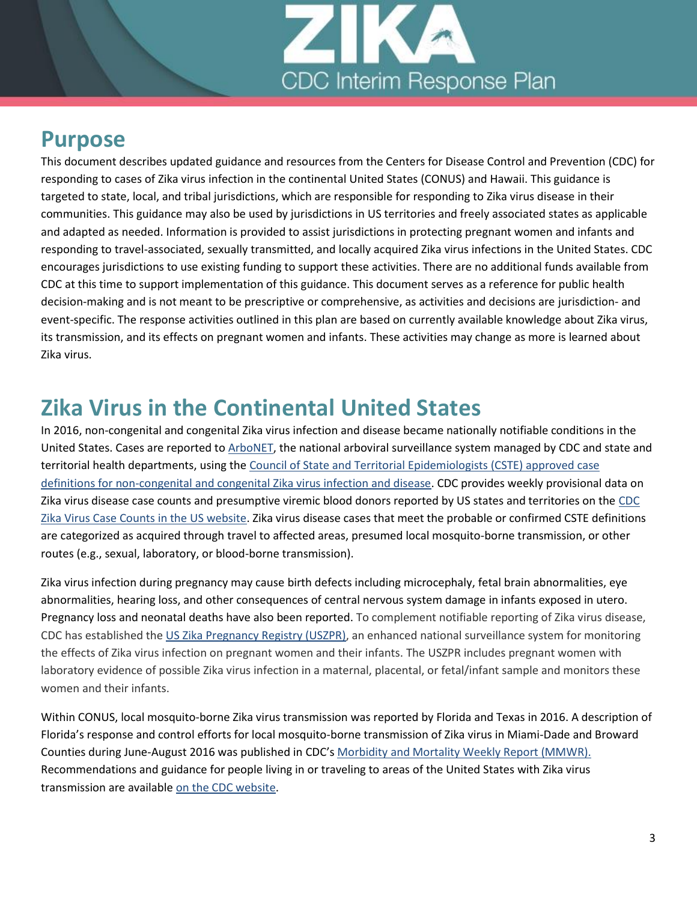## Purpose

This document describes updated guidance and resources from the Centers for Disease Control and Prevention (CDC) for responding to cases of Zika virus infection in the continental United States (CONUS) and Hawaii. This guidance is targeted to state, local, and tribal jurisdictions, which are responsible for responding to Zika virus disease in their communities. This guidance may also be used by jurisdictions in US territories and freely associated states as applicable and adapted as needed. Information is provided to assist jurisdictions in protecting pregnant women and infants and responding to travel-associated, sexually transmitted, and locally acquired Zika virus infections in the United States. CDC encourages jurisdictions to use existing funding to support these activities. There are no additional funds available from CDC at this time to support implementation of this guidance. This document serves as a reference for public health decision-making and is not meant to be prescriptive or comprehensive, as activities and decisions are jurisdiction- and event-specific. The response activities outlined in this plan are based on currently available knowledge about Zika virus, its transmission, and its effects on pregnant women and infants. These activities may change as more is learned about Zika virus.

## Zika Virus in the Continental United States

In 2016, non-congenital and congenital Zika virus infection and disease became nationally notifiable conditions in the United States. Cases are reported to ArboNET, the national arboviral surveillance system managed by CDC and state and territorial health departments, using the Council of State and Territorial Epidemiologists (CSTE) approved case definitions for non-congenital and congenital Zika virus infection and disease. CDC provides weekly provisional data on Zika virus disease case counts and presumptive viremic blood donors reported by US states and territories on the CDC Zika Virus Case Counts in the US website. Zika virus disease cases that meet the probable or confirmed CSTE definitions are categorized as acquired through travel to affected areas, presumed local mosquito-borne transmission, or other routes (e.g., sexual, laboratory, or blood-borne transmission).

Zika virus infection during pregnancy may cause birth defects including microcephaly, fetal brain abnormalities, eye abnormalities, hearing loss, and other consequences of central nervous system damage in infants exposed in utero. Pregnancy loss and neonatal deaths have also been reported. To complement notifiable reporting of Zika virus disease, CDC has established the US Zika Pregnancy Registry (USZPR), an enhanced national surveillance system for monitoring the effects of Zika virus infection on pregnant women and their infants. The USZPR includes pregnant women with laboratory evidence of possible Zika virus infection in a maternal, placental, or fetal/infant sample and monitors these women and their infants.

Within CONUS, local mosquito-borne Zika virus transmission was reported by Florida and Texas in 2016. A description of Florida's response and control efforts for local mosquito-borne transmission of Zika virus in Miami-Dade and Broward Counties during June-August 2016 was published in CDC's Morbidity and Mortality Weekly Report (MMWR). Recommendations and guidance for people living in or traveling to areas of the United States with Zika virus transmission are available on the CDC website.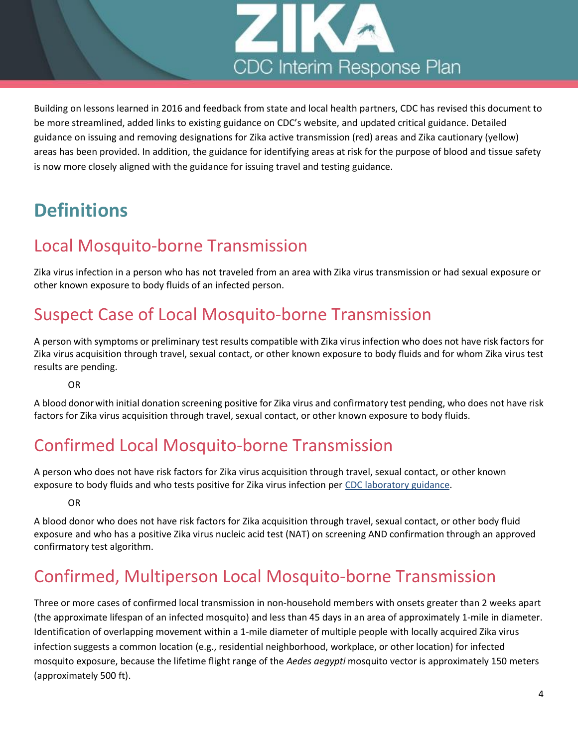Building on lessons learned in 2016 and feedback from state and local health partners, CDC has revised this document to be more streamlined, added links to existing guidance on CDC's website, and updated critical guidance. Detailed guidance on issuing and removing designations for Zika active transmission (red) areas and Zika cautionary (yellow) areas has been provided. In addition, the guidance for identifying areas at risk for the purpose of blood and tissue safety is now more closely aligned with the guidance for issuing travel and testing guidance.

# Definitions

## Local Mosquito-borne Transmission

Zika virus infection in a person who has not traveled from an area with Zika virus transmission or had sexual exposure or other known exposure to body fluids of an infected person.

## Suspect Case of Local Mosquito-borne Transmission

A person with symptoms or preliminary test results compatible with Zika virus infection who does not have risk factors for Zika virus acquisition through travel, sexual contact, or other known exposure to body fluids and for whom Zika virus test results are pending.

OR

A blood donor with initial donation screening positive for Zika virus and confirmatory test pending, who does not have risk factors for Zika virus acquisition through travel, sexual contact, or other known exposure to body fluids.

## Confirmed Local Mosquito-borne Transmission

A person who does not have risk factors for Zika virus acquisition through travel, sexual contact, or other known exposure to body fluids and who tests positive for Zika virus infection per CDC laboratory guidance.

OR

A blood donor who does not have risk factors for Zika acquisition through travel, sexual contact, or other body fluid exposure and who has a positive Zika virus nucleic acid test (NAT) on screening AND confirmation through an approved confirmatory test algorithm.

## Confirmed, Multiperson Local Mosquito-borne Transmission

Three or more cases of confirmed local transmission in non-household members with onsets greater than 2 weeks apart (the approximate lifespan of an infected mosquito) and less than 45 days in an area of approximately 1-mile in diameter. Identification of overlapping movement within a 1-mile diameter of multiple people with locally acquired Zika virus infection suggests a common location (e.g., residential neighborhood, workplace, or other location) for infected mosquito exposure, because the lifetime flight range of the *Aedes aegypti* mosquito vector is approximately 150 meters (approximately 500 ft).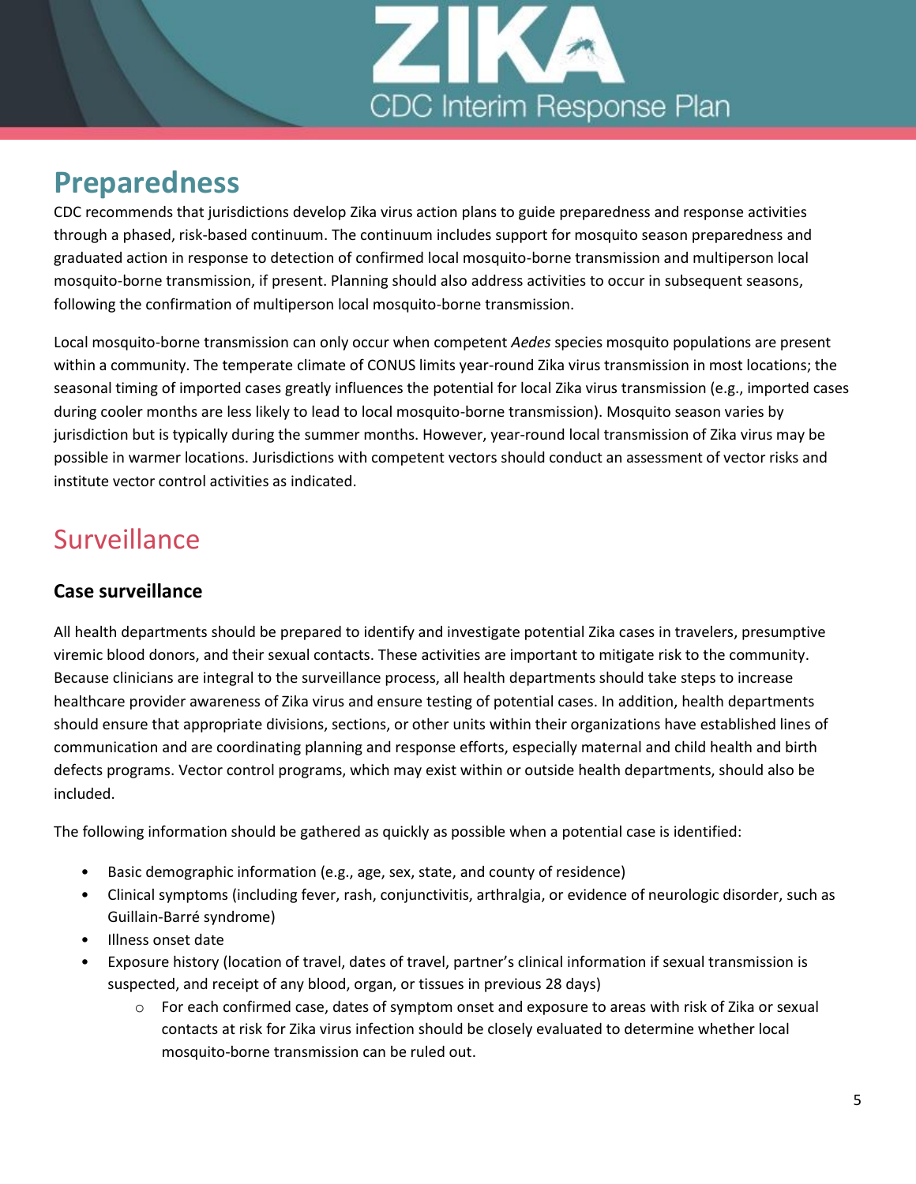## Preparedness

CDC recommends that jurisdictions develop Zika virus action plans to guide preparedness and response activities through a phased, risk-based continuum. The continuum includes support for mosquito season preparedness and graduated action in response to detection of confirmed local mosquito-borne transmission and multiperson local mosquito-borne transmission, if present. Planning should also address activities to occur in subsequent seasons, following the confirmation of multiperson local mosquito-borne transmission.

Local mosquito-borne transmission can only occur when competent *Aedes* species mosquito populations are present within a community. The temperate climate of CONUS limits year-round Zika virus transmission in most locations; the seasonal timing of imported cases greatly influences the potential for local Zika virus transmission (e.g., imported cases during cooler months are less likely to lead to local mosquito-borne transmission). Mosquito season varies by jurisdiction but is typically during the summer months. However, year-round local transmission of Zika virus may be possible in warmer locations. Jurisdictions with competent vectors should conduct an assessment of vector risks and institute vector control activities as indicated.

## Surveillance

### Case surveillance

All health departments should be prepared to identify and investigate potential Zika cases in travelers, presumptive viremic blood donors, and their sexual contacts. These activities are important to mitigate risk to the community. Because clinicians are integral to the surveillance process, all health departments should take steps to increase healthcare provider awareness of Zika virus and ensure testing of potential cases. In addition, health departments should ensure that appropriate divisions, sections, or other units within their organizations have established lines of communication and are coordinating planning and response efforts, especially maternal and child health and birth defects programs. Vector control programs, which may exist within or outside health departments, should also be included.

The following information should be gathered as quickly as possible when a potential case is identified:

- Basic demographic information (e.g., age, sex, state, and county of residence)
- Clinical symptoms (including fever, rash, conjunctivitis, arthralgia, or evidence of neurologic disorder, such as Guillain-Barré syndrome)
- Illness onset date
- Exposure history (location of travel, dates of travel, partner's clinical information if sexual transmission is suspected, and receipt of any blood, organ, or tissues in previous 28 days)
  - For each confirmed case, dates of symptom onset and exposure to areas with risk of Zika or sexual contacts at risk for Zika virus infection should be closely evaluated to determine whether local mosquito-borne transmission can be ruled out.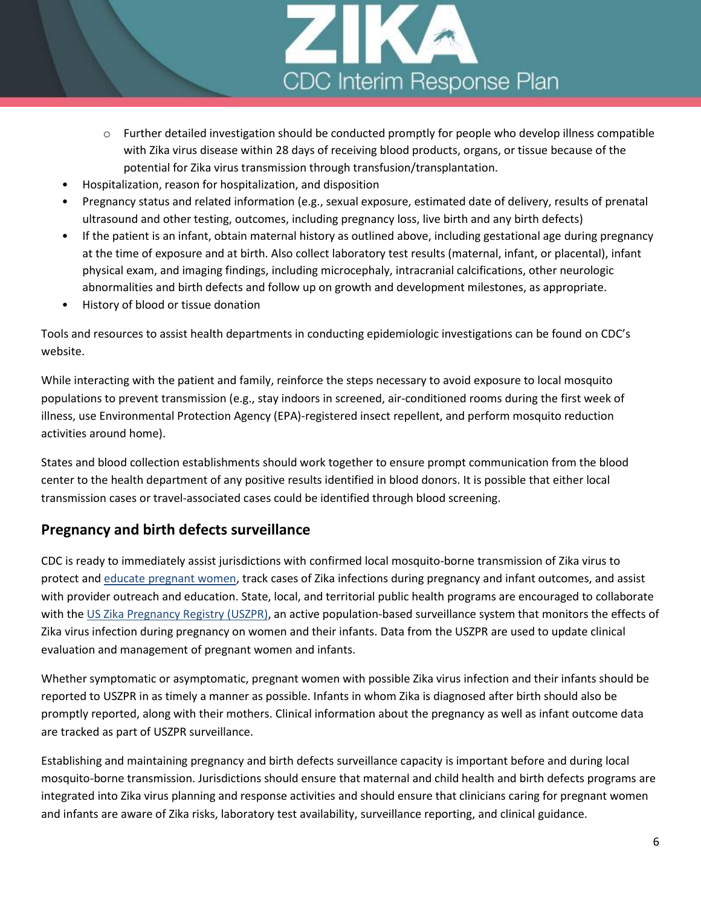- Further detailed investigation should be conducted promptly for people who develop illness compatible with Zika virus disease within 28 days of receiving blood products, organs, or tissue because of the potential for Zika virus transmission through transfusion/transplantation.
- Hospitalization, reason for hospitalization, and disposition
- Pregnancy status and related information (e.g., sexual exposure, estimated date of delivery, results of prenatal ultrasound and other testing, outcomes, including pregnancy loss, live birth and any birth defects)
- If the patient is an infant, obtain maternal history as outlined above, including gestational age during pregnancy at the time of exposure and at birth. Also collect laboratory test results (maternal, infant, or placental), infant physical exam, and imaging findings, including microcephaly, intracranial calcifications, other neurologic abnormalities and birth defects and follow up on growth and development milestones, as appropriate.
- History of blood or tissue donation

Tools and resources to assist health departments in conducting epidemiologic investigations can be found on CDC's website.

While interacting with the patient and family, reinforce the steps necessary to avoid exposure to local mosquito populations to prevent transmission (e.g., stay indoors in screened, air-conditioned rooms during the first week of illness, use Environmental Protection Agency (EPA)-registered insect repellent, and perform mosquito reduction activities around home).

States and blood collection establishments should work together to ensure prompt communication from the blood center to the health department of any positive results identified in blood donors. It is possible that either local transmission cases or travel-associated cases could be identified through blood screening.

## Pregnancy and birth defects surveillance

CDC is ready to immediately assist jurisdictions with confirmed local mosquito-borne transmission of Zika virus to protect and educate pregnant women, track cases of Zika infections during pregnancy and infant outcomes, and assist with provider outreach and education. State, local, and territorial public health programs are encouraged to collaborate with the US Zika Pregnancy Registry (USZPR), an active population-based surveillance system that monitors the effects of Zika virus infection during pregnancy on women and their infants. Data from the USZPR are used to update clinical evaluation and management of pregnant women and infants.

Whether symptomatic or asymptomatic, pregnant women with possible Zika virus infection and their infants should be reported to USZPR in as timely a manner as possible. Infants in whom Zika is diagnosed after birth should also be promptly reported, along with their mothers. Clinical information about the pregnancy as well as infant outcome data are tracked as part of USZPR surveillance.

Establishing and maintaining pregnancy and birth defects surveillance capacity is important before and during local mosquito-borne transmission. Jurisdictions should ensure that maternal and child health and birth defects programs are integrated into Zika virus planning and response activities and should ensure that clinicians caring for pregnant women and infants are aware of Zika risks, laboratory test availability, surveillance reporting, and clinical guidance.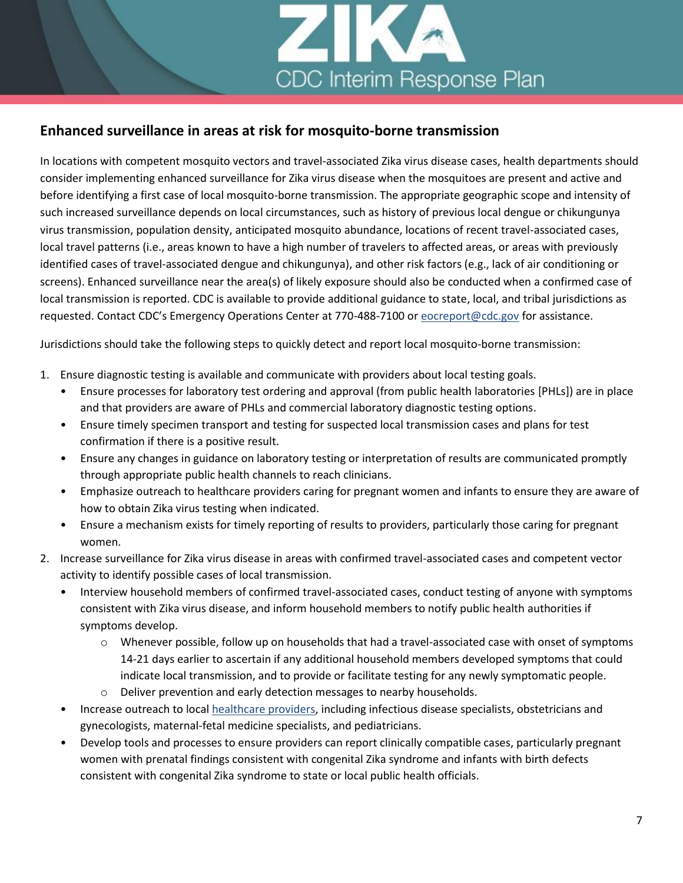## Enhanced surveillance in areas at risk for mosquito-borne transmission

In locations with competent mosquito vectors and travel-associated Zika virus disease cases, health departments should consider implementing enhanced surveillance for Zika virus disease when the mosquitoes are present and active and before identifying a first case of local mosquito-borne transmission. The appropriate geographic scope and intensity of such increased surveillance depends on local circumstances, such as history of previous local dengue or chikungunya virus transmission, population density, anticipated mosquito abundance, locations of recent travel-associated cases, local travel patterns (i.e., areas known to have a high number of travelers to affected areas, or areas with previously identified cases of travel-associated dengue and chikungunya), and other risk factors (e.g., lack of air conditioning or screens). Enhanced surveillance near the area(s) of likely exposure should also be conducted when a confirmed case of local transmission is reported. CDC is available to provide additional guidance to state, local, and tribal jurisdictions as requested. Contact CDC's Emergency Operations Center at 770-488-7100 or [eocreport@cdc.gov](mailto:eocreport@cdc.gov) for assistance.

Jurisdictions should take the following steps to quickly detect and report local mosquito-borne transmission:

1. Ensure diagnostic testing is available and communicate with providers about local testing goals.
   - Ensure processes for laboratory test ordering and approval (from public health laboratories [PHLs]) are in place and that providers are aware of PHLs and commercial laboratory diagnostic testing options.
   - Ensure timely specimen transport and testing for suspected local transmission cases and plans for test confirmation if there is a positive result.
   - Ensure any changes in guidance on laboratory testing or interpretation of results are communicated promptly through appropriate public health channels to reach clinicians.
   - Emphasize outreach to healthcare providers caring for pregnant women and infants to ensure they are aware of how to obtain Zika virus testing when indicated.
   - Ensure a mechanism exists for timely reporting of results to providers, particularly those caring for pregnant women.
2. Increase surveillance for Zika virus disease in areas with confirmed travel-associated cases and competent vector activity to identify possible cases of local transmission.
   - Interview household members of confirmed travel-associated cases, conduct testing of anyone with symptoms consistent with Zika virus disease, and inform household members to notify public health authorities if symptoms develop.
     - Whenever possible, follow up on households that had a travel-associated case with onset of symptoms 14-21 days earlier to ascertain if any additional household members developed symptoms that could indicate local transmission, and to provide or facilitate testing for any newly symptomatic people.
     - Deliver prevention and early detection messages to nearby households.
   - Increase outreach to local healthcare providers, including infectious disease specialists, obstetricians and gynecologists, maternal-fetal medicine specialists, and pediatricians.
   - Develop tools and processes to ensure providers can report clinically compatible cases, particularly pregnant women with prenatal findings consistent with congenital Zika syndrome and infants with birth defects consistent with congenital Zika syndrome to state or local public health officials.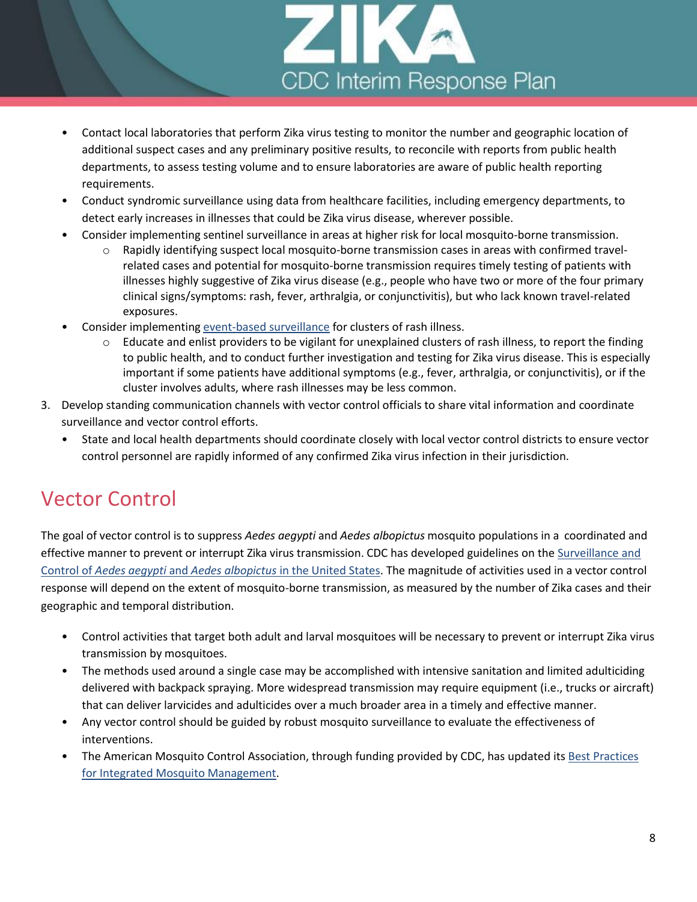- Contact local laboratories that perform Zika virus testing to monitor the number and geographic location of additional suspect cases and any preliminary positive results, to reconcile with reports from public health departments, to assess testing volume and to ensure laboratories are aware of public health reporting requirements.
- Conduct syndromic surveillance using data from healthcare facilities, including emergency departments, to detect early increases in illnesses that could be Zika virus disease, wherever possible.
- Consider implementing sentinel surveillance in areas at higher risk for local mosquito-borne transmission.
  - Rapidly identifying suspect local mosquito-borne transmission cases in areas with confirmed travel-related cases and potential for mosquito-borne transmission requires timely testing of patients with illnesses highly suggestive of Zika virus disease (e.g., people who have two or more of the four primary clinical signs/symptoms: rash, fever, arthralgia, or conjunctivitis), but who lack known travel-related exposures.
- Consider implementing event-based surveillance for clusters of rash illness.
  - Educate and enlist providers to be vigilant for unexplained clusters of rash illness, to report the finding to public health, and to conduct further investigation and testing for Zika virus disease. This is especially important if some patients have additional symptoms (e.g., fever, arthralgia, or conjunctivitis), or if the cluster involves adults, where rash illnesses may be less common.

3. Develop standing communication channels with vector control officials to share vital information and coordinate surveillance and vector control efforts.
   - State and local health departments should coordinate closely with local vector control districts to ensure vector control personnel are rapidly informed of any confirmed Zika virus infection in their jurisdiction.

## Vector Control

The goal of vector control is to suppress *Aedes aegypti* and *Aedes albopictus* mosquito populations in a coordinated and effective manner to prevent or interrupt Zika virus transmission. CDC has developed guidelines on the Surveillance and Control of *Aedes aegypti* and *Aedes albopictus* in the United States. The magnitude of activities used in a vector control response will depend on the extent of mosquito-borne transmission, as measured by the number of Zika cases and their geographic and temporal distribution.

- Control activities that target both adult and larval mosquitoes will be necessary to prevent or interrupt Zika virus transmission by mosquitoes.
- The methods used around a single case may be accomplished with intensive sanitation and limited adulticiding delivered with backpack spraying. More widespread transmission may require equipment (i.e., trucks or aircraft) that can deliver larvicides and adulticides over a much broader area in a timely and effective manner.
- Any vector control should be guided by robust mosquito surveillance to evaluate the effectiveness of interventions.
- The American Mosquito Control Association, through funding provided by CDC, has updated its Best Practices for Integrated Mosquito Management.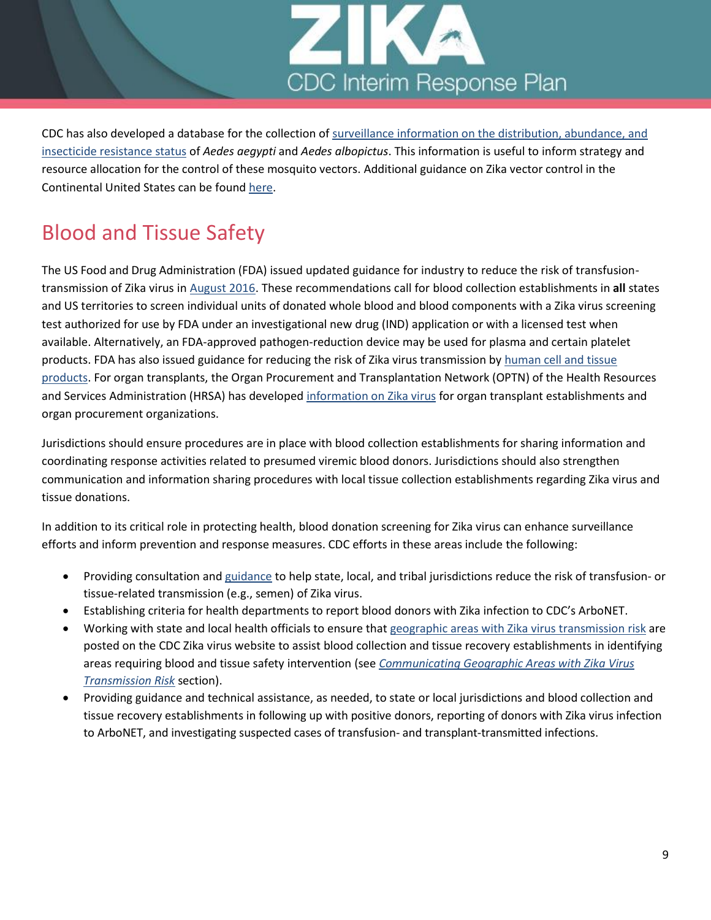CDC has also developed a database for the collection of surveillance information on the distribution, abundance, and insecticide resistance status of *Aedes aegypti* and *Aedes albopictus*. This information is useful to inform strategy and resource allocation for the control of these mosquito vectors. Additional guidance on Zika vector control in the Continental United States can be found here.

## Blood and Tissue Safety

The US Food and Drug Administration (FDA) issued updated guidance for industry to reduce the risk of transfusion-transmission of Zika virus in August 2016. These recommendations call for blood collection establishments in **all** states and US territories to screen individual units of donated whole blood and blood components with a Zika virus screening test authorized for use by FDA under an investigational new drug (IND) application or with a licensed test when available. Alternatively, an FDA-approved pathogen-reduction device may be used for plasma and certain platelet products. FDA has also issued guidance for reducing the risk of Zika virus transmission by human cell and tissue products. For organ transplants, the Organ Procurement and Transplantation Network (OPTN) of the Health Resources and Services Administration (HRSA) has developed information on Zika virus for organ transplant establishments and organ procurement organizations.

Jurisdictions should ensure procedures are in place with blood collection establishments for sharing information and coordinating response activities related to presumed viremic blood donors. Jurisdictions should also strengthen communication and information sharing procedures with local tissue collection establishments regarding Zika virus and tissue donations.

In addition to its critical role in protecting health, blood donation screening for Zika virus can enhance surveillance efforts and inform prevention and response measures. CDC efforts in these areas include the following:

- Providing consultation and guidance to help state, local, and tribal jurisdictions reduce the risk of transfusion- or tissue-related transmission (e.g., semen) of Zika virus.
- Establishing criteria for health departments to report blood donors with Zika infection to CDC's ArboNET.
- Working with state and local health officials to ensure that geographic areas with Zika virus transmission risk are posted on the CDC Zika virus website to assist blood collection and tissue recovery establishments in identifying areas requiring blood and tissue safety intervention (see *Communicating Geographic Areas with Zika Virus Transmission Risk* section).
- Providing guidance and technical assistance, as needed, to state or local jurisdictions and blood collection and tissue recovery establishments in following up with positive donors, reporting of donors with Zika virus infection to ArboNET, and investigating suspected cases of transfusion- and transplant-transmitted infections.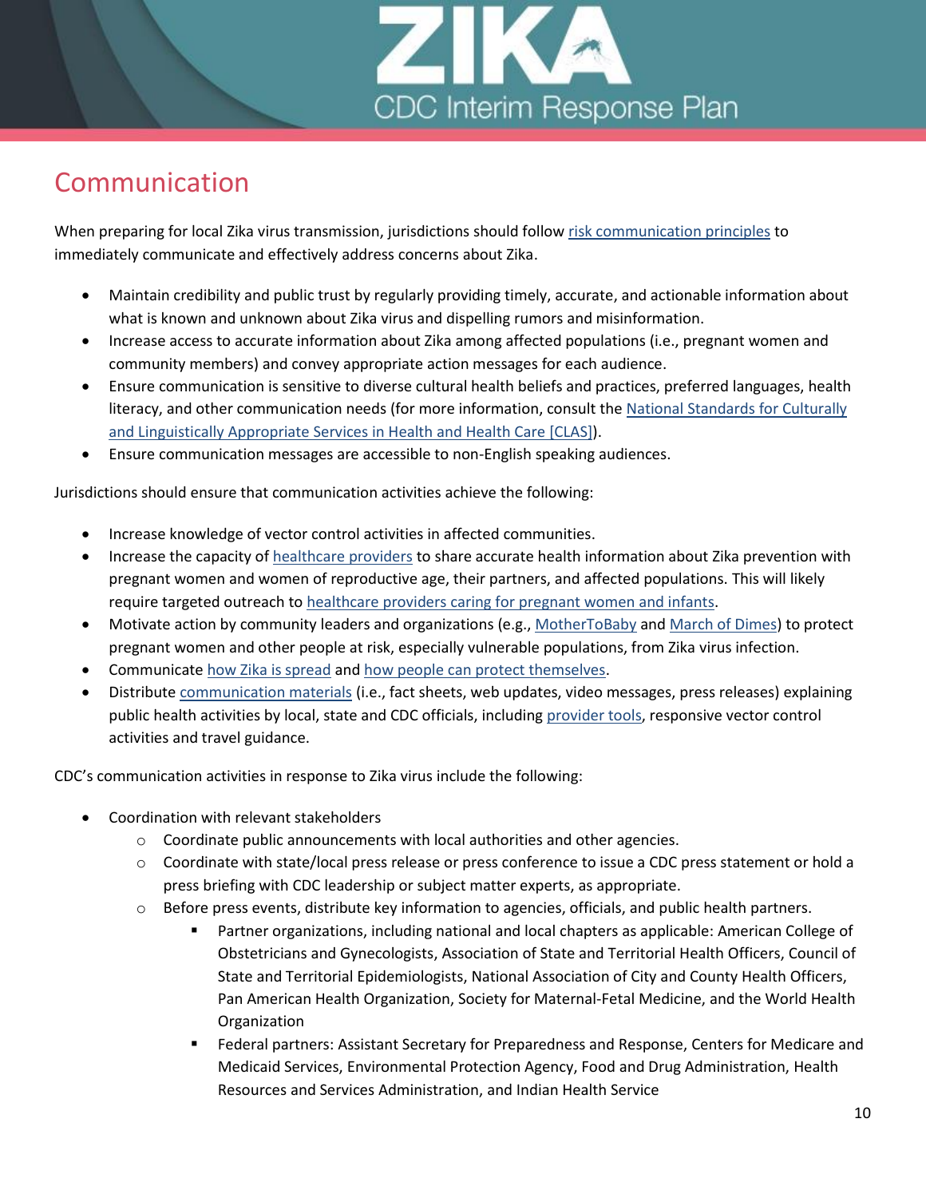## Communication

When preparing for local Zika virus transmission, jurisdictions should follow [risk communication principles](#) to immediately communicate and effectively address concerns about Zika.

- Maintain credibility and public trust by regularly providing timely, accurate, and actionable information about what is known and unknown about Zika virus and dispelling rumors and misinformation.
- Increase access to accurate information about Zika among affected populations (i.e., pregnant women and community members) and convey appropriate action messages for each audience.
- Ensure communication is sensitive to diverse cultural health beliefs and practices, preferred languages, health literacy, and other communication needs (for more information, consult the National Standards for Culturally and Linguistically Appropriate Services in Health and Health Care [CLAS]).
- Ensure communication messages are accessible to non-English speaking audiences.

Jurisdictions should ensure that communication activities achieve the following:

- Increase knowledge of vector control activities in affected communities.
- Increase the capacity of healthcare providers to share accurate health information about Zika prevention with pregnant women and women of reproductive age, their partners, and affected populations. This will likely require targeted outreach to healthcare providers caring for pregnant women and infants.
- Motivate action by community leaders and organizations (e.g., MotherToBaby and March of Dimes) to protect pregnant women and other people at risk, especially vulnerable populations, from Zika virus infection.
- Communicate how Zika is spread and how people can protect themselves.
- Distribute communication materials (i.e., fact sheets, web updates, video messages, press releases) explaining public health activities by local, state and CDC officials, including provider tools, responsive vector control activities and travel guidance.

CDC's communication activities in response to Zika virus include the following:

- Coordination with relevant stakeholders
  - Coordinate public announcements with local authorities and other agencies.
  - Coordinate with state/local press release or press conference to issue a CDC press statement or hold a press briefing with CDC leadership or subject matter experts, as appropriate.
  - Before press events, distribute key information to agencies, officials, and public health partners.
    - Partner organizations, including national and local chapters as applicable: American College of Obstetricians and Gynecologists, Association of State and Territorial Health Officers, Council of State and Territorial Epidemiologists, National Association of City and County Health Officers, Pan American Health Organization, Society for Maternal-Fetal Medicine, and the World Health Organization
    - Federal partners: Assistant Secretary for Preparedness and Response, Centers for Medicare and Medicaid Services, Environmental Protection Agency, Food and Drug Administration, Health Resources and Services Administration, and Indian Health Service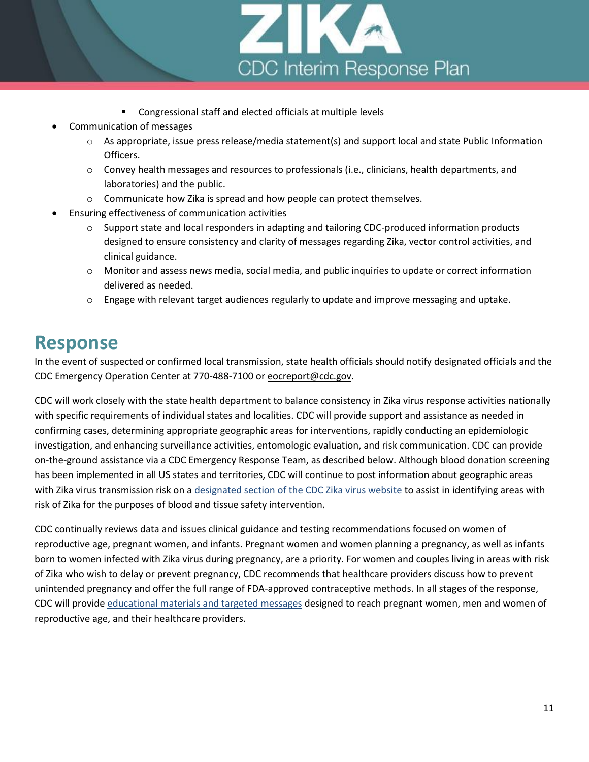- Congressional staff and elected officials at multiple levels

- Communication of messages
    - As appropriate, issue press release/media statement(s) and support local and state Public Information Officers.
    - Convey health messages and resources to professionals (i.e., clinicians, health departments, and laboratories) and the public.
    - Communicate how Zika is spread and how people can protect themselves.
- Ensuring effectiveness of communication activities
    - Support state and local responders in adapting and tailoring CDC-produced information products designed to ensure consistency and clarity of messages regarding Zika, vector control activities, and clinical guidance.
    - Monitor and assess news media, social media, and public inquiries to update or correct information delivered as needed.
    - Engage with relevant target audiences regularly to update and improve messaging and uptake.

# Response

In the event of suspected or confirmed local transmission, state health officials should notify designated officials and the CDC Emergency Operation Center at 770-488-7100 or eocreport@cdc.gov.

CDC will work closely with the state health department to balance consistency in Zika virus response activities nationally with specific requirements of individual states and localities. CDC will provide support and assistance as needed in confirming cases, determining appropriate geographic areas for interventions, rapidly conducting an epidemiologic investigation, and enhancing surveillance activities, entomologic evaluation, and risk communication. CDC can provide on-the-ground assistance via a CDC Emergency Response Team, as described below. Although blood donation screening has been implemented in all US states and territories, CDC will continue to post information about geographic areas with Zika virus transmission risk on a designated section of the CDC Zika virus website to assist in identifying areas with risk of Zika for the purposes of blood and tissue safety intervention.

CDC continually reviews data and issues clinical guidance and testing recommendations focused on women of reproductive age, pregnant women, and infants. Pregnant women and women planning a pregnancy, as well as infants born to women infected with Zika virus during pregnancy, are a priority. For women and couples living in areas with risk of Zika who wish to delay or prevent pregnancy, CDC recommends that healthcare providers discuss how to prevent unintended pregnancy and offer the full range of FDA-approved contraceptive methods. In all stages of the response, CDC will provide educational materials and targeted messages designed to reach pregnant women, men and women of reproductive age, and their healthcare providers.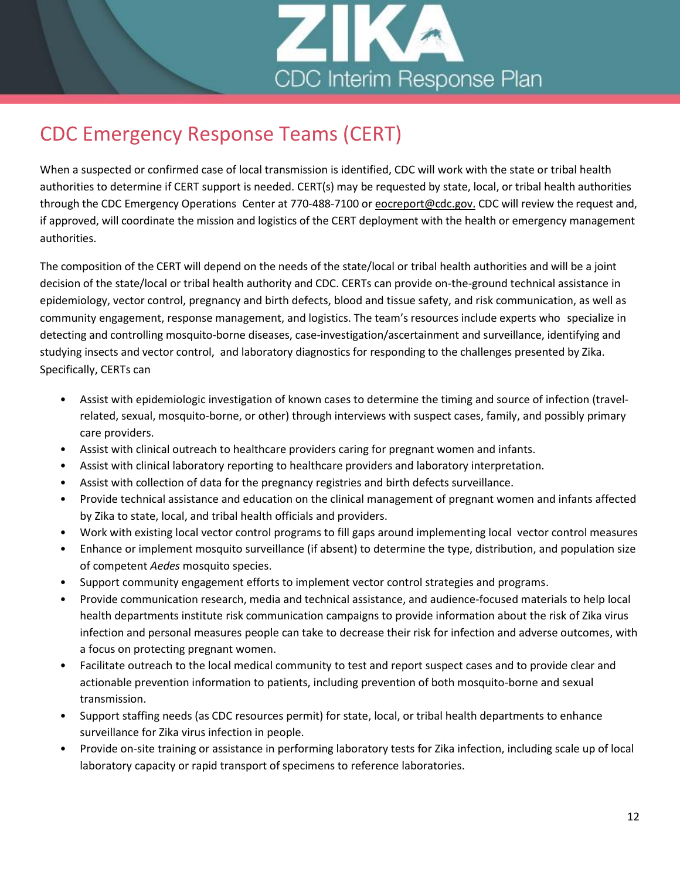## CDC Emergency Response Teams (CERT)

When a suspected or confirmed case of local transmission is identified, CDC will work with the state or tribal health authorities to determine if CERT support is needed. CERT(s) may be requested by state, local, or tribal health authorities through the CDC Emergency Operations Center at 770-488-7100 or eocreport@cdc.gov. CDC will review the request and, if approved, will coordinate the mission and logistics of the CERT deployment with the health or emergency management authorities.

The composition of the CERT will depend on the needs of the state/local or tribal health authorities and will be a joint decision of the state/local or tribal health authority and CDC. CERTs can provide on-the-ground technical assistance in epidemiology, vector control, pregnancy and birth defects, blood and tissue safety, and risk communication, as well as community engagement, response management, and logistics. The team's resources include experts who specialize in detecting and controlling mosquito-borne diseases, case-investigation/ascertainment and surveillance, identifying and studying insects and vector control, and laboratory diagnostics for responding to the challenges presented by Zika. Specifically, CERTs can

- Assist with epidemiologic investigation of known cases to determine the timing and source of infection (travel-related, sexual, mosquito-borne, or other) through interviews with suspect cases, family, and possibly primary care providers.
- Assist with clinical outreach to healthcare providers caring for pregnant women and infants.
- Assist with clinical laboratory reporting to healthcare providers and laboratory interpretation.
- Assist with collection of data for the pregnancy registries and birth defects surveillance.
- Provide technical assistance and education on the clinical management of pregnant women and infants affected by Zika to state, local, and tribal health officials and providers.
- Work with existing local vector control programs to fill gaps around implementing local vector control measures
- Enhance or implement mosquito surveillance (if absent) to determine the type, distribution, and population size of competent *Aedes* mosquito species.
- Support community engagement efforts to implement vector control strategies and programs.
- Provide communication research, media and technical assistance, and audience-focused materials to help local health departments institute risk communication campaigns to provide information about the risk of Zika virus infection and personal measures people can take to decrease their risk for infection and adverse outcomes, with a focus on protecting pregnant women.
- Facilitate outreach to the local medical community to test and report suspect cases and to provide clear and actionable prevention information to patients, including prevention of both mosquito-borne and sexual transmission.
- Support staffing needs (as CDC resources permit) for state, local, or tribal health departments to enhance surveillance for Zika virus infection in people.
- Provide on-site training or assistance in performing laboratory tests for Zika infection, including scale up of local laboratory capacity or rapid transport of specimens to reference laboratories.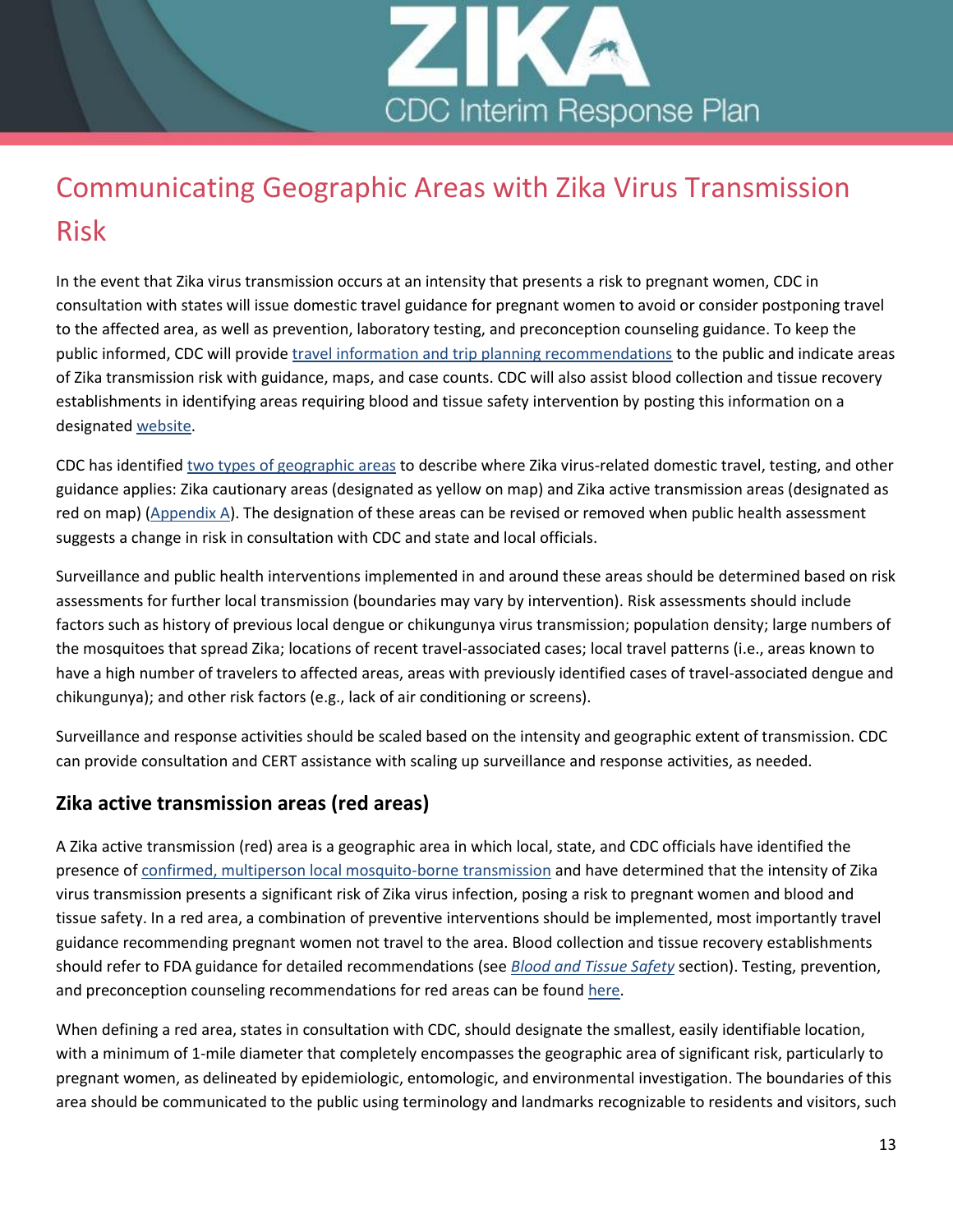# Communicating Geographic Areas with Zika Virus Transmission Risk

In the event that Zika virus transmission occurs at an intensity that presents a risk to pregnant women, CDC in consultation with states will issue domestic travel guidance for pregnant women to avoid or consider postponing travel to the affected area, as well as prevention, laboratory testing, and preconception counseling guidance. To keep the public informed, CDC will provide travel information and trip planning recommendations to the public and indicate areas of Zika transmission risk with guidance, maps, and case counts. CDC will also assist blood collection and tissue recovery establishments in identifying areas requiring blood and tissue safety intervention by posting this information on a designated website.

CDC has identified two types of geographic areas to describe where Zika virus-related domestic travel, testing, and other guidance applies: Zika cautionary areas (designated as yellow on map) and Zika active transmission areas (designated as red on map) (Appendix A). The designation of these areas can be revised or removed when public health assessment suggests a change in risk in consultation with CDC and state and local officials.

Surveillance and public health interventions implemented in and around these areas should be determined based on risk assessments for further local transmission (boundaries may vary by intervention). Risk assessments should include factors such as history of previous local dengue or chikungunya virus transmission; population density; large numbers of the mosquitoes that spread Zika; locations of recent travel-associated cases; local travel patterns (i.e., areas known to have a high number of travelers to affected areas, areas with previously identified cases of travel-associated dengue and chikungunya); and other risk factors (e.g., lack of air conditioning or screens).

Surveillance and response activities should be scaled based on the intensity and geographic extent of transmission. CDC can provide consultation and CERT assistance with scaling up surveillance and response activities, as needed.

## Zika active transmission areas (red areas)

A Zika active transmission (red) area is a geographic area in which local, state, and CDC officials have identified the presence of confirmed, multiperson local mosquito-borne transmission and have determined that the intensity of Zika virus transmission presents a significant risk of Zika virus infection, posing a risk to pregnant women and blood and tissue safety. In a red area, a combination of preventive interventions should be implemented, most importantly travel guidance recommending pregnant women not travel to the area. Blood collection and tissue recovery establishments should refer to FDA guidance for detailed recommendations (see *Blood and Tissue Safety* section). Testing, prevention, and preconception counseling recommendations for red areas can be found here.

When defining a red area, states in consultation with CDC, should designate the smallest, easily identifiable location, with a minimum of 1-mile diameter that completely encompasses the geographic area of significant risk, particularly to pregnant women, as delineated by epidemiologic, entomologic, and environmental investigation. The boundaries of this area should be communicated to the public using terminology and landmarks recognizable to residents and visitors, such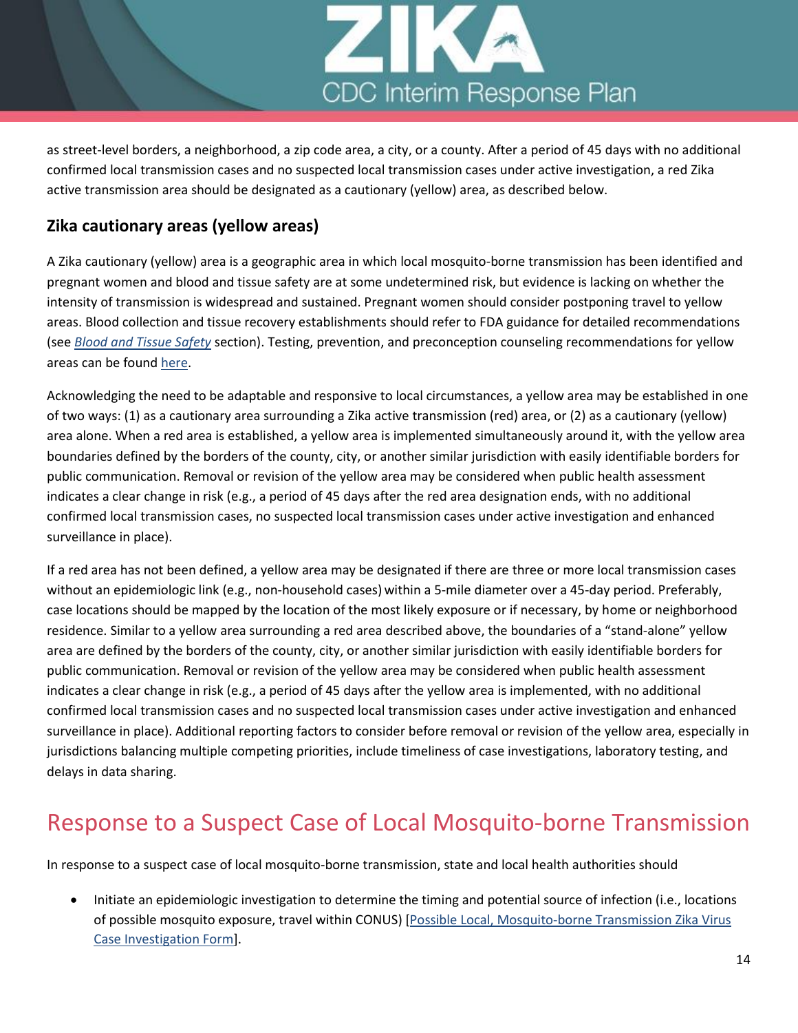as street-level borders, a neighborhood, a zip code area, a city, or a county. After a period of 45 days with no additional confirmed local transmission cases and no suspected local transmission cases under active investigation, a red Zika active transmission area should be designated as a cautionary (yellow) area, as described below.

### Zika cautionary areas (yellow areas)

A Zika cautionary (yellow) area is a geographic area in which local mosquito-borne transmission has been identified and pregnant women and blood and tissue safety are at some undetermined risk, but evidence is lacking on whether the intensity of transmission is widespread and sustained. Pregnant women should consider postponing travel to yellow areas. Blood collection and tissue recovery establishments should refer to FDA guidance for detailed recommendations (see *Blood and Tissue Safety* section). Testing, prevention, and preconception counseling recommendations for yellow areas can be found here.

Acknowledging the need to be adaptable and responsive to local circumstances, a yellow area may be established in one of two ways: (1) as a cautionary area surrounding a Zika active transmission (red) area, or (2) as a cautionary (yellow) area alone. When a red area is established, a yellow area is implemented simultaneously around it, with the yellow area boundaries defined by the borders of the county, city, or another similar jurisdiction with easily identifiable borders for public communication. Removal or revision of the yellow area may be considered when public health assessment indicates a clear change in risk (e.g., a period of 45 days after the red area designation ends, with no additional confirmed local transmission cases, no suspected local transmission cases under active investigation and enhanced surveillance in place).

If a red area has not been defined, a yellow area may be designated if there are three or more local transmission cases without an epidemiologic link (e.g., non-household cases) within a 5-mile diameter over a 45-day period. Preferably, case locations should be mapped by the location of the most likely exposure or if necessary, by home or neighborhood residence. Similar to a yellow area surrounding a red area described above, the boundaries of a "stand-alone" yellow area are defined by the borders of the county, city, or another similar jurisdiction with easily identifiable borders for public communication. Removal or revision of the yellow area may be considered when public health assessment indicates a clear change in risk (e.g., a period of 45 days after the yellow area is implemented, with no additional confirmed local transmission cases and no suspected local transmission cases under active investigation and enhanced surveillance in place). Additional reporting factors to consider before removal or revision of the yellow area, especially in jurisdictions balancing multiple competing priorities, include timeliness of case investigations, laboratory testing, and delays in data sharing.

## Response to a Suspect Case of Local Mosquito-borne Transmission

In response to a suspect case of local mosquito-borne transmission, state and local health authorities should

- Initiate an epidemiologic investigation to determine the timing and potential source of infection (i.e., locations of possible mosquito exposure, travel within CONUS) [Possible Local, Mosquito-borne Transmission Zika Virus Case Investigation Form].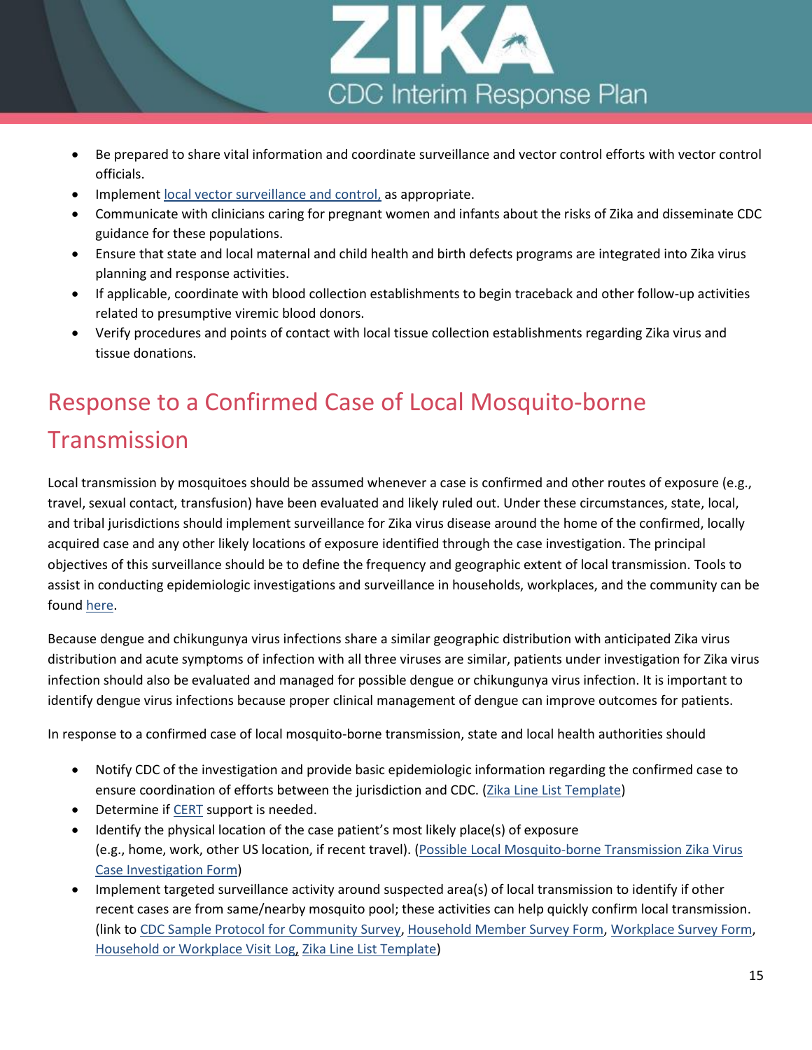- Be prepared to share vital information and coordinate surveillance and vector control efforts with vector control officials.
- Implement local vector surveillance and control, as appropriate.
- Communicate with clinicians caring for pregnant women and infants about the risks of Zika and disseminate CDC guidance for these populations.
- Ensure that state and local maternal and child health and birth defects programs are integrated into Zika virus planning and response activities.
- If applicable, coordinate with blood collection establishments to begin traceback and other follow-up activities related to presumptive viremic blood donors.
- Verify procedures and points of contact with local tissue collection establishments regarding Zika virus and tissue donations.

## Response to a Confirmed Case of Local Mosquito-borne Transmission

Local transmission by mosquitoes should be assumed whenever a case is confirmed and other routes of exposure (e.g., travel, sexual contact, transfusion) have been evaluated and likely ruled out. Under these circumstances, state, local, and tribal jurisdictions should implement surveillance for Zika virus disease around the home of the confirmed, locally acquired case and any other likely locations of exposure identified through the case investigation. The principal objectives of this surveillance should be to define the frequency and geographic extent of local transmission. Tools to assist in conducting epidemiologic investigations and surveillance in households, workplaces, and the community can be found here.

Because dengue and chikungunya virus infections share a similar geographic distribution with anticipated Zika virus distribution and acute symptoms of infection with all three viruses are similar, patients under investigation for Zika virus infection should also be evaluated and managed for possible dengue or chikungunya virus infection. It is important to identify dengue virus infections because proper clinical management of dengue can improve outcomes for patients.

In response to a confirmed case of local mosquito-borne transmission, state and local health authorities should

- Notify CDC of the investigation and provide basic epidemiologic information regarding the confirmed case to ensure coordination of efforts between the jurisdiction and CDC. (Zika Line List Template)
- Determine if CERT support is needed.
- Identify the physical location of the case patient's most likely place(s) of exposure (e.g., home, work, other US location, if recent travel). (Possible Local Mosquito-borne Transmission Zika Virus Case Investigation Form)
- Implement targeted surveillance activity around suspected area(s) of local transmission to identify if other recent cases are from same/nearby mosquito pool; these activities can help quickly confirm local transmission. (link to CDC Sample Protocol for Community Survey, Household Member Survey Form, Workplace Survey Form, Household or Workplace Visit Log, Zika Line List Template)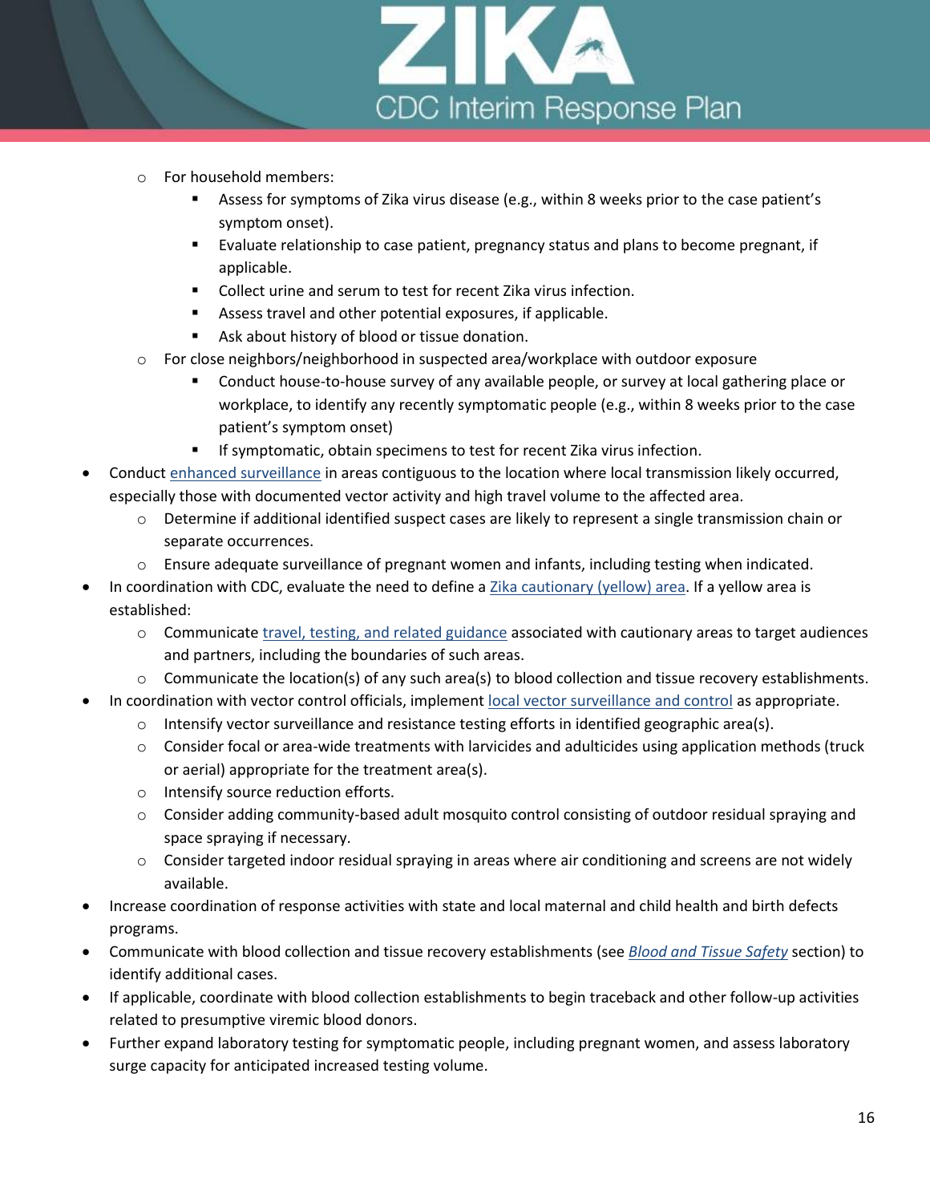- For household members:
    - Assess for symptoms of Zika virus disease (e.g., within 8 weeks prior to the case patient's symptom onset).
    - Evaluate relationship to case patient, pregnancy status and plans to become pregnant, if applicable.
    - Collect urine and serum to test for recent Zika virus infection.
    - Assess travel and other potential exposures, if applicable.
    - Ask about history of blood or tissue donation.
  - For close neighbors/neighborhood in suspected area/workplace with outdoor exposure
    - Conduct house-to-house survey of any available people, or survey at local gathering place or workplace, to identify any recently symptomatic people (e.g., within 8 weeks prior to the case patient's symptom onset)
    - If symptomatic, obtain specimens to test for recent Zika virus infection.
- Conduct enhanced surveillance in areas contiguous to the location where local transmission likely occurred, especially those with documented vector activity and high travel volume to the affected area.
  - Determine if additional identified suspect cases are likely to represent a single transmission chain or separate occurrences.
  - Ensure adequate surveillance of pregnant women and infants, including testing when indicated.
- In coordination with CDC, evaluate the need to define a Zika cautionary (yellow) area. If a yellow area is established:
  - Communicate travel, testing, and related guidance associated with cautionary areas to target audiences and partners, including the boundaries of such areas.
  - Communicate the location(s) of any such area(s) to blood collection and tissue recovery establishments.
- In coordination with vector control officials, implement local vector surveillance and control as appropriate.
  - Intensify vector surveillance and resistance testing efforts in identified geographic area(s).
  - Consider focal or area-wide treatments with larvicides and adulticides using application methods (truck or aerial) appropriate for the treatment area(s).
  - Intensify source reduction efforts.
  - Consider adding community-based adult mosquito control consisting of outdoor residual spraying and space spraying if necessary.
  - Consider targeted indoor residual spraying in areas where air conditioning and screens are not widely available.
- Increase coordination of response activities with state and local maternal and child health and birth defects programs.
- Communicate with blood collection and tissue recovery establishments (see *Blood and Tissue Safety* section) to identify additional cases.
- If applicable, coordinate with blood collection establishments to begin traceback and other follow-up activities related to presumptive viremic blood donors.
- Further expand laboratory testing for symptomatic people, including pregnant women, and assess laboratory surge capacity for anticipated increased testing volume.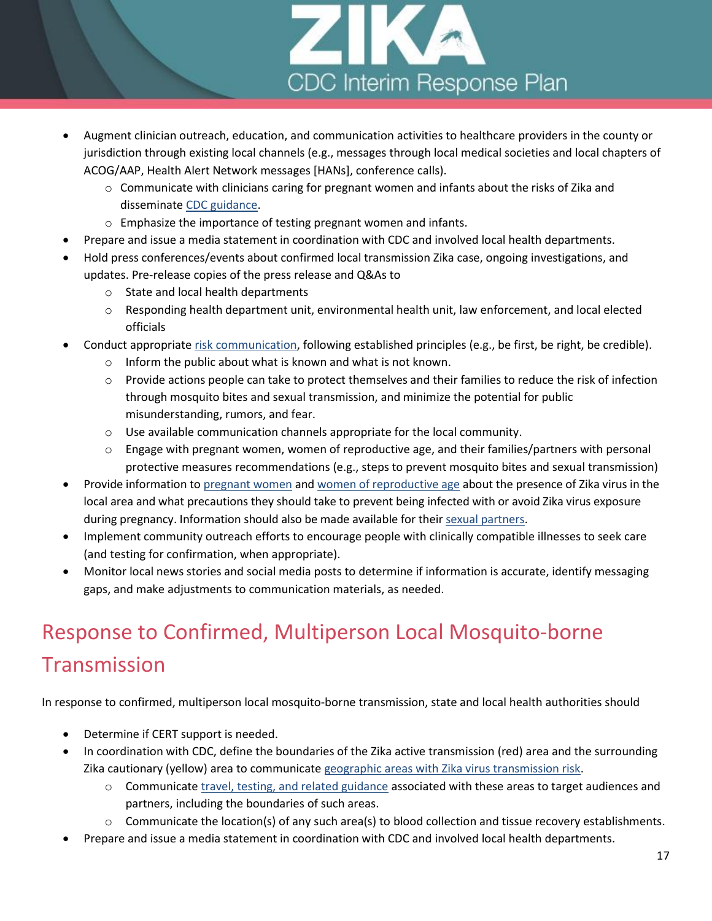- Augment clinician outreach, education, and communication activities to healthcare providers in the county or jurisdiction through existing local channels (e.g., messages through local medical societies and local chapters of ACOG/AAP, Health Alert Network messages [HANs], conference calls).
  - Communicate with clinicians caring for pregnant women and infants about the risks of Zika and disseminate CDC guidance.
  - Emphasize the importance of testing pregnant women and infants.
- Prepare and issue a media statement in coordination with CDC and involved local health departments.
- Hold press conferences/events about confirmed local transmission Zika case, ongoing investigations, and updates. Pre-release copies of the press release and Q&As to
  - State and local health departments
  - Responding health department unit, environmental health unit, law enforcement, and local elected officials
- Conduct appropriate risk communication, following established principles (e.g., be first, be right, be credible).
  - Inform the public about what is known and what is not known.
  - Provide actions people can take to protect themselves and their families to reduce the risk of infection through mosquito bites and sexual transmission, and minimize the potential for public misunderstanding, rumors, and fear.
  - Use available communication channels appropriate for the local community.
  - Engage with pregnant women, women of reproductive age, and their families/partners with personal protective measures recommendations (e.g., steps to prevent mosquito bites and sexual transmission)
- Provide information to pregnant women and women of reproductive age about the presence of Zika virus in the local area and what precautions they should take to prevent being infected with or avoid Zika virus exposure during pregnancy. Information should also be made available for their sexual partners.
- Implement community outreach efforts to encourage people with clinically compatible illnesses to seek care (and testing for confirmation, when appropriate).
- Monitor local news stories and social media posts to determine if information is accurate, identify messaging gaps, and make adjustments to communication materials, as needed.

## Response to Confirmed, Multiperson Local Mosquito-borne Transmission

In response to confirmed, multiperson local mosquito-borne transmission, state and local health authorities should

- Determine if CERT support is needed.
- In coordination with CDC, define the boundaries of the Zika active transmission (red) area and the surrounding Zika cautionary (yellow) area to communicate geographic areas with Zika virus transmission risk.
  - Communicate travel, testing, and related guidance associated with these areas to target audiences and partners, including the boundaries of such areas.
  - Communicate the location(s) of any such area(s) to blood collection and tissue recovery establishments.
- Prepare and issue a media statement in coordination with CDC and involved local health departments.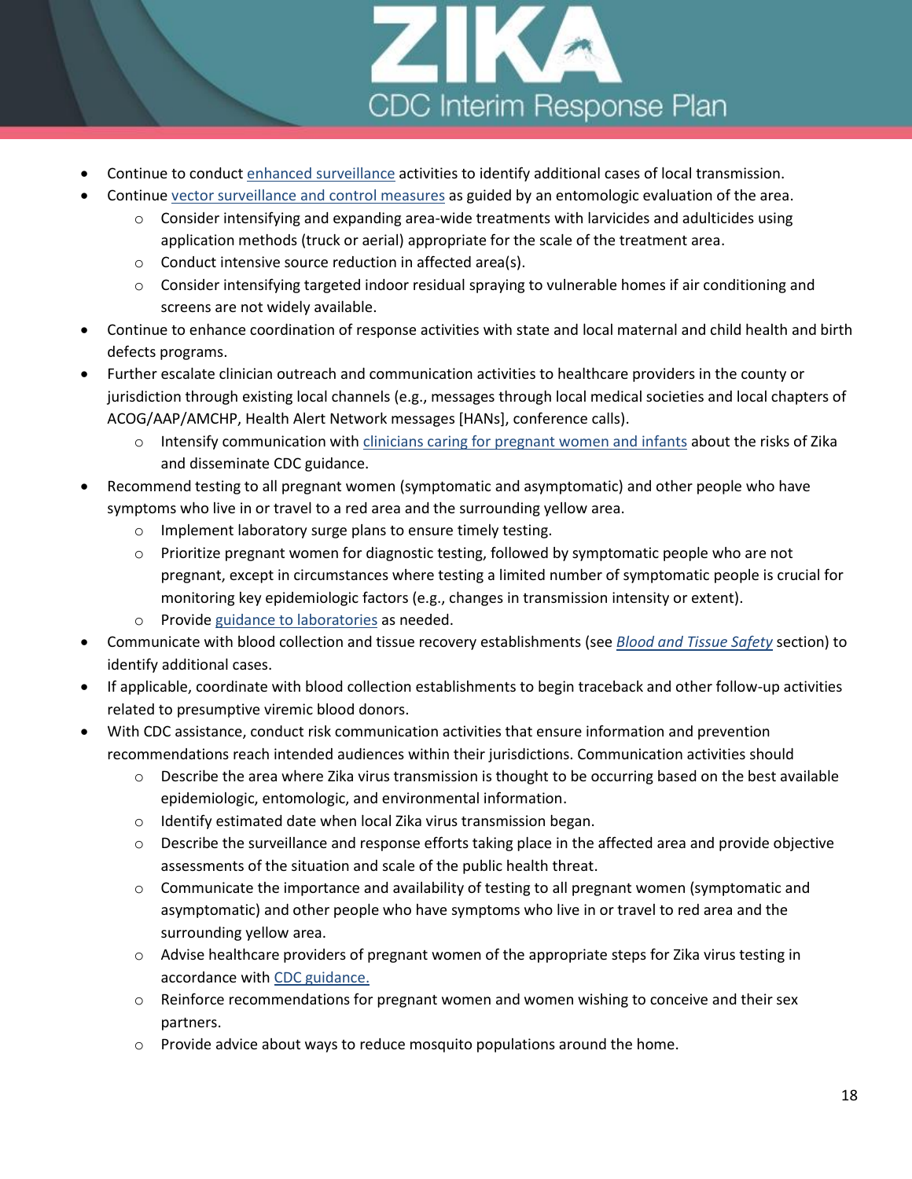- Continue to conduct enhanced surveillance activities to identify additional cases of local transmission.
- Continue vector surveillance and control measures as guided by an entomologic evaluation of the area.
    - Consider intensifying and expanding area-wide treatments with larvicides and adulticides using application methods (truck or aerial) appropriate for the scale of the treatment area.
    - Conduct intensive source reduction in affected area(s).
    - Consider intensifying targeted indoor residual spraying to vulnerable homes if air conditioning and screens are not widely available.
- Continue to enhance coordination of response activities with state and local maternal and child health and birth defects programs.
- Further escalate clinician outreach and communication activities to healthcare providers in the county or jurisdiction through existing local channels (e.g., messages through local medical societies and local chapters of ACOG/AAP/AMCHP, Health Alert Network messages [HANs], conference calls).
    - Intensify communication with clinicians caring for pregnant women and infants about the risks of Zika and disseminate CDC guidance.
- Recommend testing to all pregnant women (symptomatic and asymptomatic) and other people who have symptoms who live in or travel to a red area and the surrounding yellow area.
    - Implement laboratory surge plans to ensure timely testing.
    - Prioritize pregnant women for diagnostic testing, followed by symptomatic people who are not pregnant, except in circumstances where testing a limited number of symptomatic people is crucial for monitoring key epidemiologic factors (e.g., changes in transmission intensity or extent).
    - Provide guidance to laboratories as needed.
- Communicate with blood collection and tissue recovery establishments (see *Blood and Tissue Safety* section) to identify additional cases.
- If applicable, coordinate with blood collection establishments to begin traceback and other follow-up activities related to presumptive viremic blood donors.
- With CDC assistance, conduct risk communication activities that ensure information and prevention recommendations reach intended audiences within their jurisdictions. Communication activities should
    - Describe the area where Zika virus transmission is thought to be occurring based on the best available epidemiologic, entomologic, and environmental information.
    - Identify estimated date when local Zika virus transmission began.
    - Describe the surveillance and response efforts taking place in the affected area and provide objective assessments of the situation and scale of the public health threat.
    - Communicate the importance and availability of testing to all pregnant women (symptomatic and asymptomatic) and other people who have symptoms who live in or travel to red area and the surrounding yellow area.
    - Advise healthcare providers of pregnant women of the appropriate steps for Zika virus testing in accordance with CDC guidance.
    - Reinforce recommendations for pregnant women and women wishing to conceive and their sex partners.
    - Provide advice about ways to reduce mosquito populations around the home.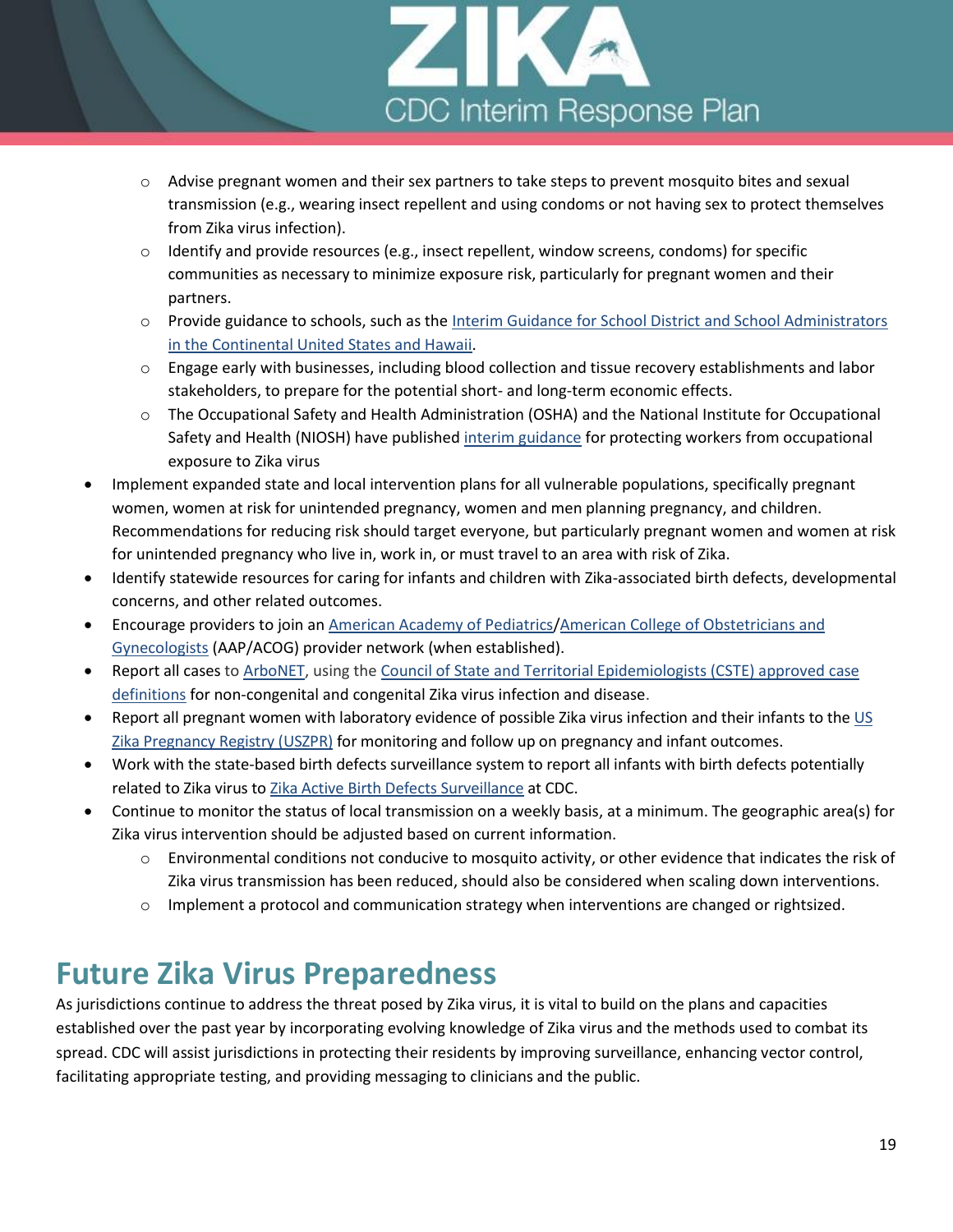- Advise pregnant women and their sex partners to take steps to prevent mosquito bites and sexual transmission (e.g., wearing insect repellent and using condoms or not having sex to protect themselves from Zika virus infection).
  - Identify and provide resources (e.g., insect repellent, window screens, condoms) for specific communities as necessary to minimize exposure risk, particularly for pregnant women and their partners.
  - Provide guidance to schools, such as the Interim Guidance for School District and School Administrators in the Continental United States and Hawaii.
  - Engage early with businesses, including blood collection and tissue recovery establishments and labor stakeholders, to prepare for the potential short- and long-term economic effects.
  - The Occupational Safety and Health Administration (OSHA) and the National Institute for Occupational Safety and Health (NIOSH) have published interim guidance for protecting workers from occupational exposure to Zika virus
- Implement expanded state and local intervention plans for all vulnerable populations, specifically pregnant women, women at risk for unintended pregnancy, women and men planning pregnancy, and children. Recommendations for reducing risk should target everyone, but particularly pregnant women and women at risk for unintended pregnancy who live in, work in, or must travel to an area with risk of Zika.
- Identify statewide resources for caring for infants and children with Zika-associated birth defects, developmental concerns, and other related outcomes.
- Encourage providers to join an American Academy of Pediatrics/American College of Obstetricians and Gynecologists (AAP/ACOG) provider network (when established).
- Report all cases to ArboNET, using the Council of State and Territorial Epidemiologists (CSTE) approved case definitions for non-congenital and congenital Zika virus infection and disease.
- Report all pregnant women with laboratory evidence of possible Zika virus infection and their infants to the US Zika Pregnancy Registry (USZPR) for monitoring and follow up on pregnancy and infant outcomes.
- Work with the state-based birth defects surveillance system to report all infants with birth defects potentially related to Zika virus to Zika Active Birth Defects Surveillance at CDC.
- Continue to monitor the status of local transmission on a weekly basis, at a minimum. The geographic area(s) for Zika virus intervention should be adjusted based on current information.
  - Environmental conditions not conducive to mosquito activity, or other evidence that indicates the risk of Zika virus transmission has been reduced, should also be considered when scaling down interventions.
  - Implement a protocol and communication strategy when interventions are changed or rightsized.

# Future Zika Virus Preparedness

As jurisdictions continue to address the threat posed by Zika virus, it is vital to build on the plans and capacities established over the past year by incorporating evolving knowledge of Zika virus and the methods used to combat its spread. CDC will assist jurisdictions in protecting their residents by improving surveillance, enhancing vector control, facilitating appropriate testing, and providing messaging to clinicians and the public.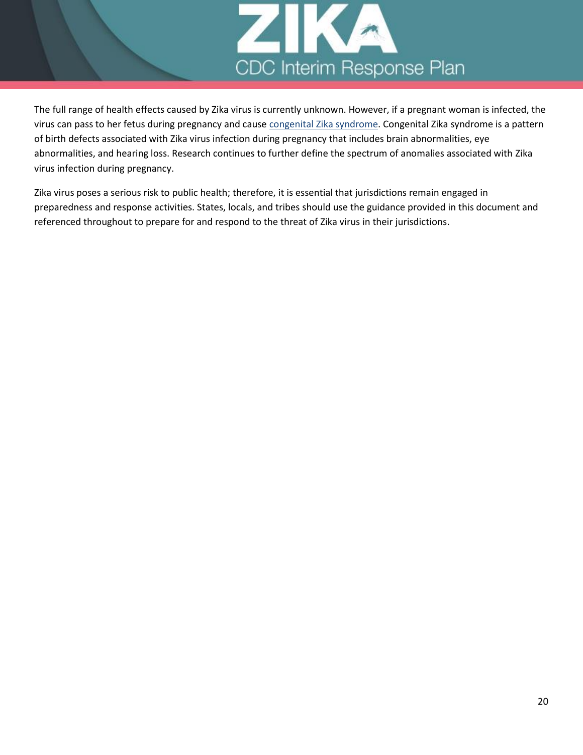The full range of health effects caused by Zika virus is currently unknown. However, if a pregnant woman is infected, the virus can pass to her fetus during pregnancy and cause congenital Zika syndrome. Congenital Zika syndrome is a pattern of birth defects associated with Zika virus infection during pregnancy that includes brain abnormalities, eye abnormalities, and hearing loss. Research continues to further define the spectrum of anomalies associated with Zika virus infection during pregnancy.

Zika virus poses a serious risk to public health; therefore, it is essential that jurisdictions remain engaged in preparedness and response activities. States, locals, and tribes should use the guidance provided in this document and referenced throughout to prepare for and respond to the threat of Zika virus in their jurisdictions.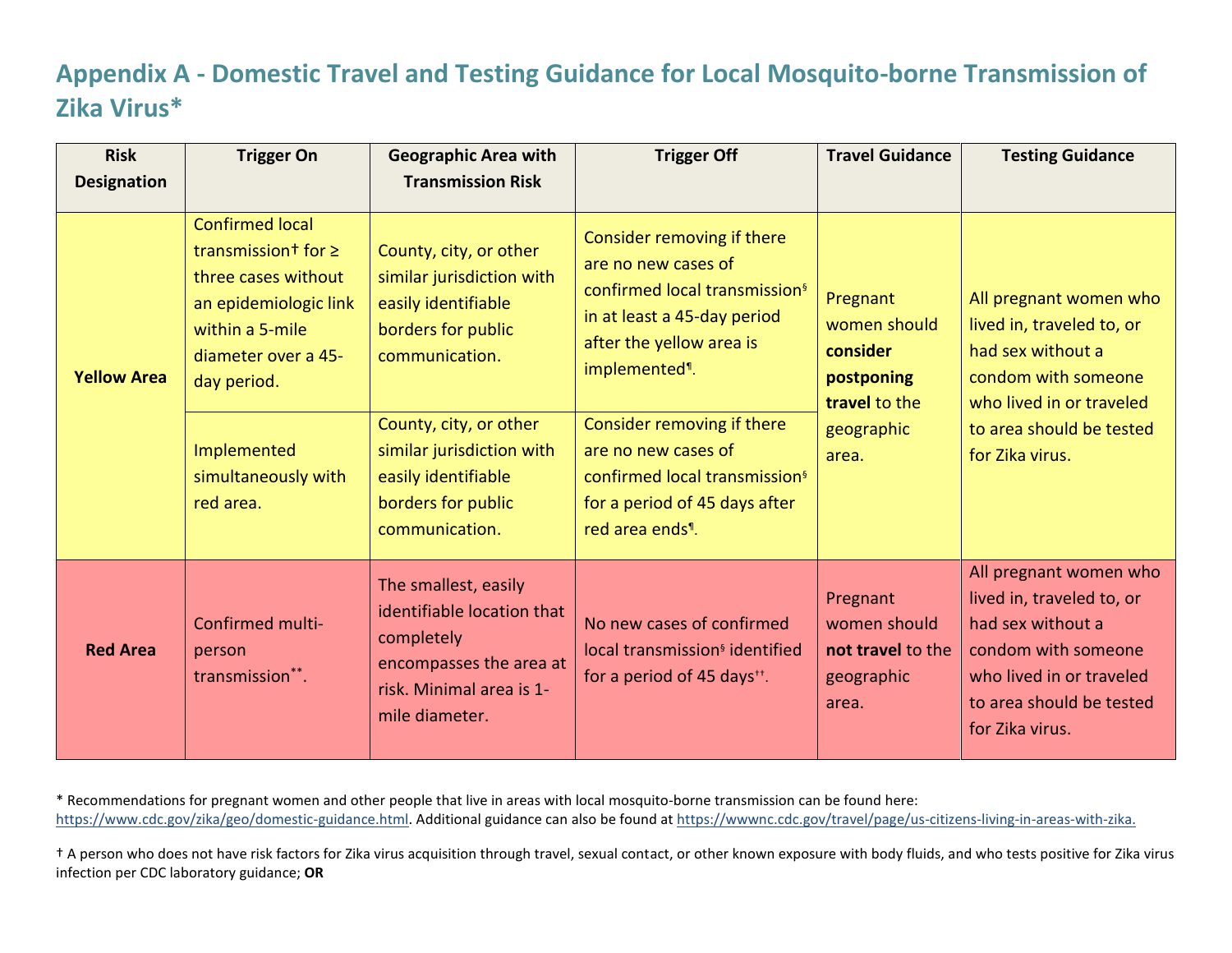## Appendix A - Domestic Travel and Testing Guidance for Local Mosquito-borne Transmission of Zika Virus*

| Risk Designation | Trigger On | Geographic Area with Transmission Risk | Trigger Off | Travel Guidance | Testing Guidance |
|---|---|---|---|---|---|
| **Yellow Area** | Confirmed local transmission† for ≥ three cases without an epidemiologic link within a 5-mile diameter over a 45-day period. | County, city, or other similar jurisdiction with easily identifiable borders for public communication. | Consider removing if there are no new cases of confirmed local transmission§ in at least a 45-day period after the yellow area is implemented¶. | Pregnant women should **consider postponing travel** to the geographic area. | All pregnant women who lived in, traveled to, or had sex without a condom with someone who lived in or traveled to area should be tested for Zika virus. |
| | Implemented simultaneously with red area. | County, city, or other similar jurisdiction with easily identifiable borders for public communication. | Consider removing if there are no new cases of confirmed local transmission§ for a period of 45 days after red area ends¶. | | |
| **Red Area** | Confirmed multi-person transmission**. | The smallest, easily identifiable location that completely encompasses the area at risk. Minimal area is 1-mile diameter. | No new cases of confirmed local transmission§ identified for a period of 45 days††. | Pregnant women should **not travel** to the geographic area. | All pregnant women who lived in, traveled to, or had sex without a condom with someone who lived in or traveled to area should be tested for Zika virus. |

* Recommendations for pregnant women and other people that live in areas with local mosquito-borne transmission can be found here: https://www.cdc.gov/zika/geo/domestic-guidance.html. Additional guidance can also be found at https://wwwnc.cdc.gov/travel/page/us-citizens-living-in-areas-with-zika.

† A person who does not have risk factors for Zika virus acquisition through travel, sexual contact, or other known exposure with body fluids, and who tests positive for Zika virus infection per CDC laboratory guidance; **OR**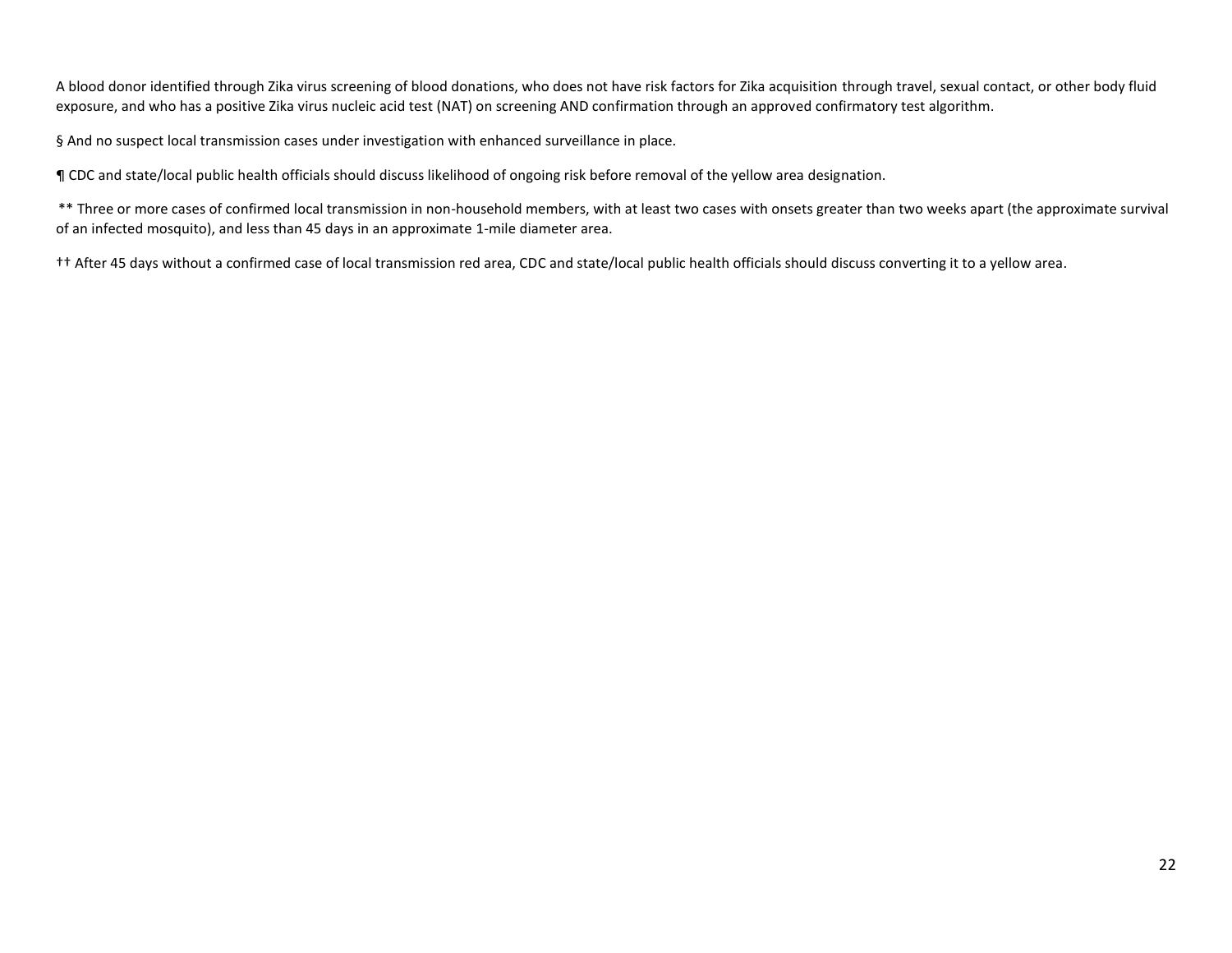A blood donor identified through Zika virus screening of blood donations, who does not have risk factors for Zika acquisition through travel, sexual contact, or other body fluid exposure, and who has a positive Zika virus nucleic acid test (NAT) on screening AND confirmation through an approved confirmatory test algorithm.

§ And no suspect local transmission cases under investigation with enhanced surveillance in place.

¶ CDC and state/local public health officials should discuss likelihood of ongoing risk before removal of the yellow area designation.

** Three or more cases of confirmed local transmission in non-household members, with at least two cases with onsets greater than two weeks apart (the approximate survival of an infected mosquito), and less than 45 days in an approximate 1-mile diameter area.

†† After 45 days without a confirmed case of local transmission red area, CDC and state/local public health officials should discuss converting it to a yellow area.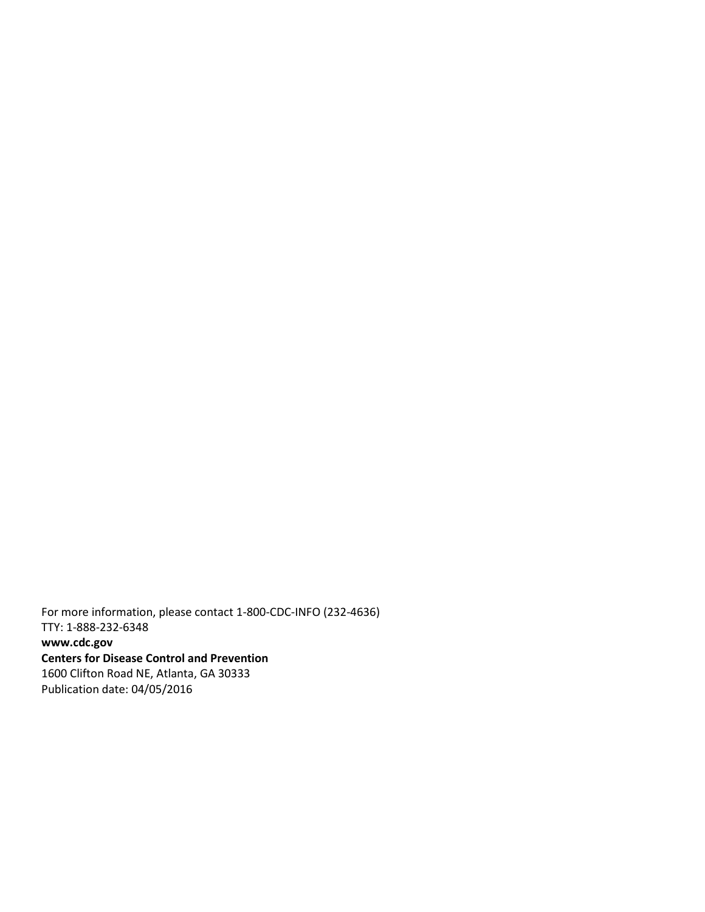For more information, please contact 1-800-CDC-INFO (232-4636)
TTY: 1-888-232-6348
**www.cdc.gov**
**Centers for Disease Control and Prevention**
1600 Clifton Road NE, Atlanta, GA 30333
Publication date: 04/05/2016